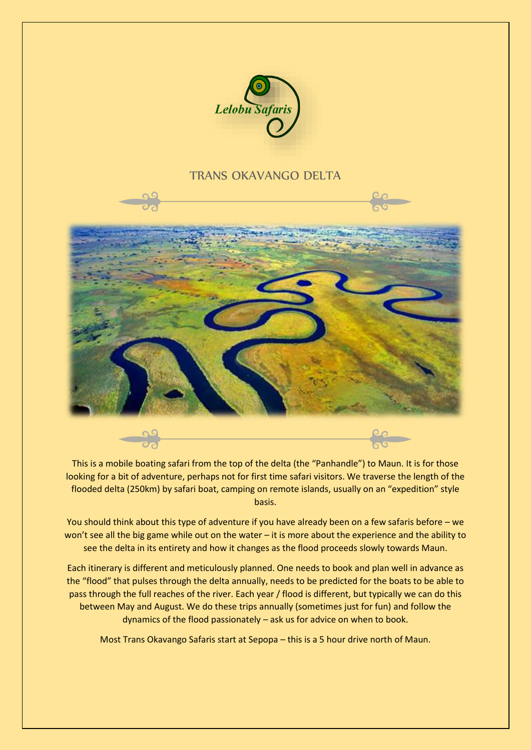Lelobu Safaris

# TRANS OKAVANGO DELTA

This is a mobile boating safari from the top of the delta (the "Panhandle") to Maun. It is for those looking for a bit of adventure, perhaps not for first time safari visitors. We traverse the length of the flooded delta (250km) by safari boat, camping on remote islands, usually on an "expedition" style basis.

You should think about this type of adventure if you have already been on a few safaris before – we won't see all the big game while out on the water – it is more about the experience and the ability to see the delta in its entirety and how it changes as the flood proceeds slowly towards Maun.

Each itinerary is different and meticulously planned. One needs to book and plan well in advance as the "flood" that pulses through the delta annually, needs to be predicted for the boats to be able to pass through the full reaches of the river. Each year / flood is different, but typically we can do this between May and August. We do these trips annually (sometimes just for fun) and follow the dynamics of the flood passionately – ask us for advice on when to book.

Most Trans Okavango Safaris start at Sepopa – this is a 5 hour drive north of Maun.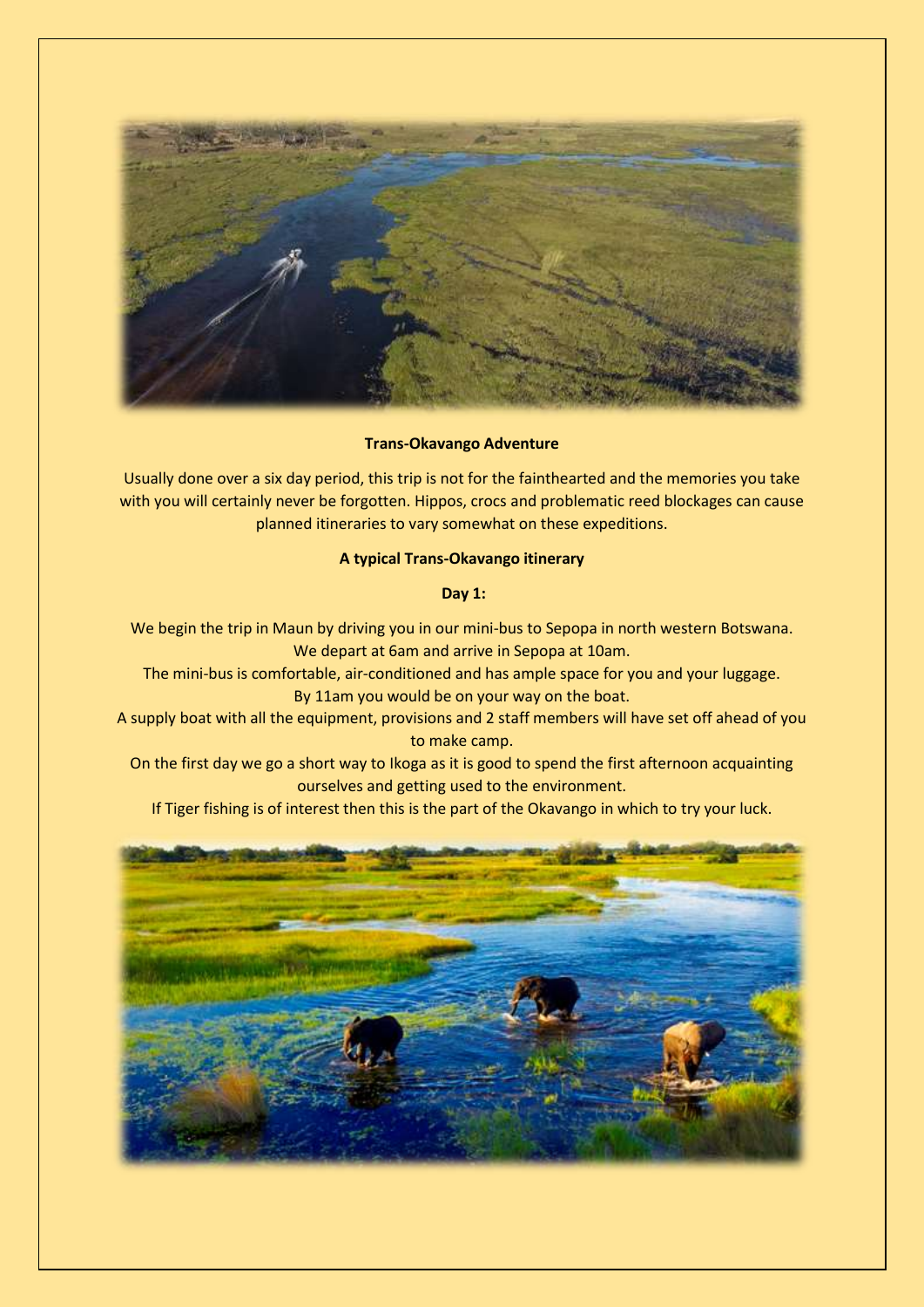**Trans-Okavango Adventure**

Usually done over a six day period, this trip is not for the fainthearted and the memories you take with you will certainly never be forgotten. Hippos, crocs and problematic reed blockages can cause planned itineraries to vary somewhat on these expeditions.

**A typical Trans-Okavango itinerary**

**Day 1:**

We begin the trip in Maun by driving you in our mini-bus to Sepopa in north western Botswana. We depart at 6am and arrive in Sepopa at 10am.

The mini-bus is comfortable, air-conditioned and has ample space for you and your luggage.

By 11am you would be on your way on the boat.

A supply boat with all the equipment, provisions and 2 staff members will have set off ahead of you to make camp.

On the first day we go a short way to Ikoga as it is good to spend the first afternoon acquainting ourselves and getting used to the environment.

If Tiger fishing is of interest then this is the part of the Okavango in which to try your luck.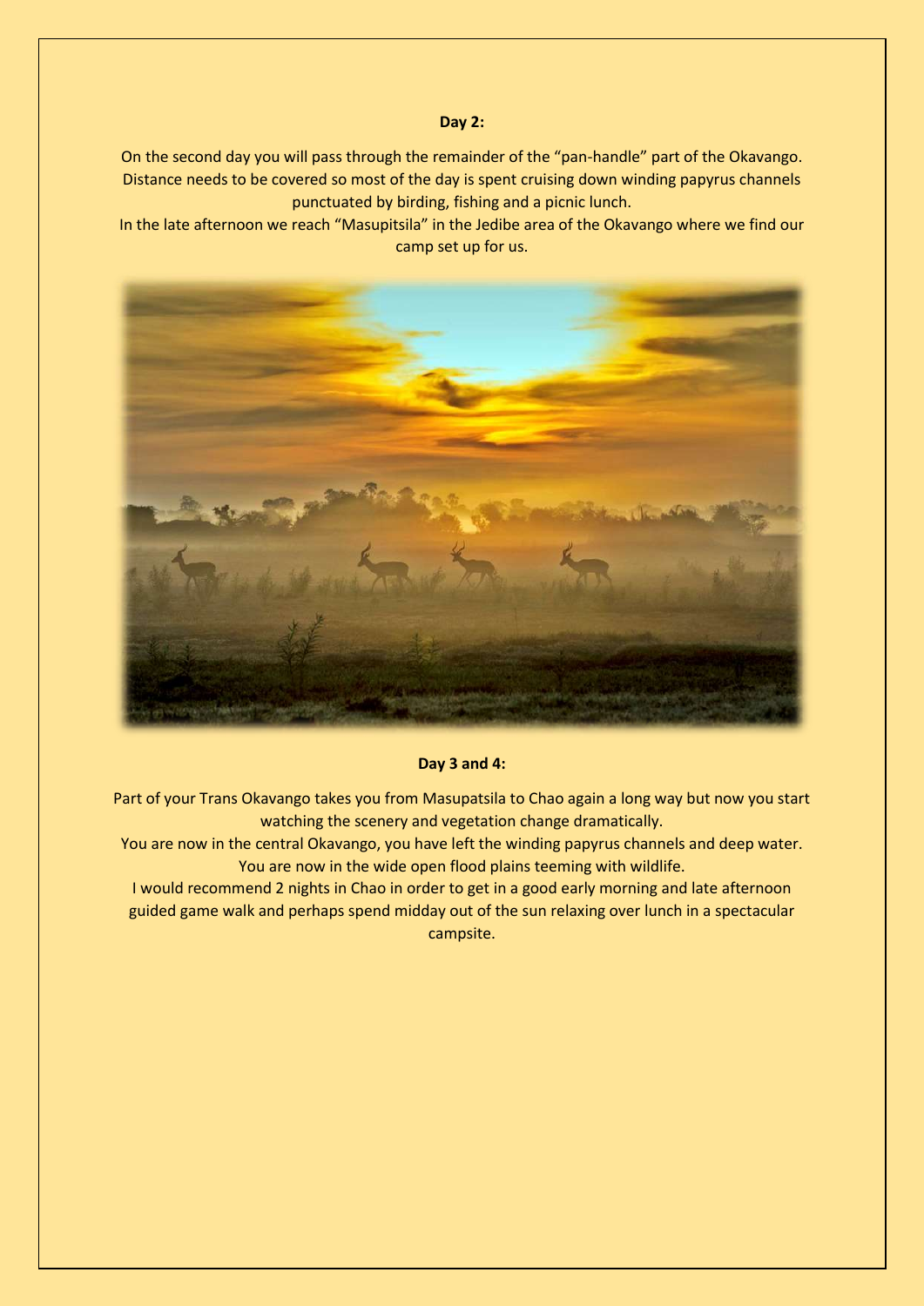**Day 2:**

On the second day you will pass through the remainder of the "pan-handle" part of the Okavango. Distance needs to be covered so most of the day is spent cruising down winding papyrus channels punctuated by birding, fishing and a picnic lunch.
In the late afternoon we reach "Masupitsila" in the Jedibe area of the Okavango where we find our camp set up for us.

**Day 3 and 4:**

Part of your Trans Okavango takes you from Masupatsila to Chao again a long way but now you start watching the scenery and vegetation change dramatically.
You are now in the central Okavango, you have left the winding papyrus channels and deep water. You are now in the wide open flood plains teeming with wildlife.
I would recommend 2 nights in Chao in order to get in a good early morning and late afternoon guided game walk and perhaps spend midday out of the sun relaxing over lunch in a spectacular campsite.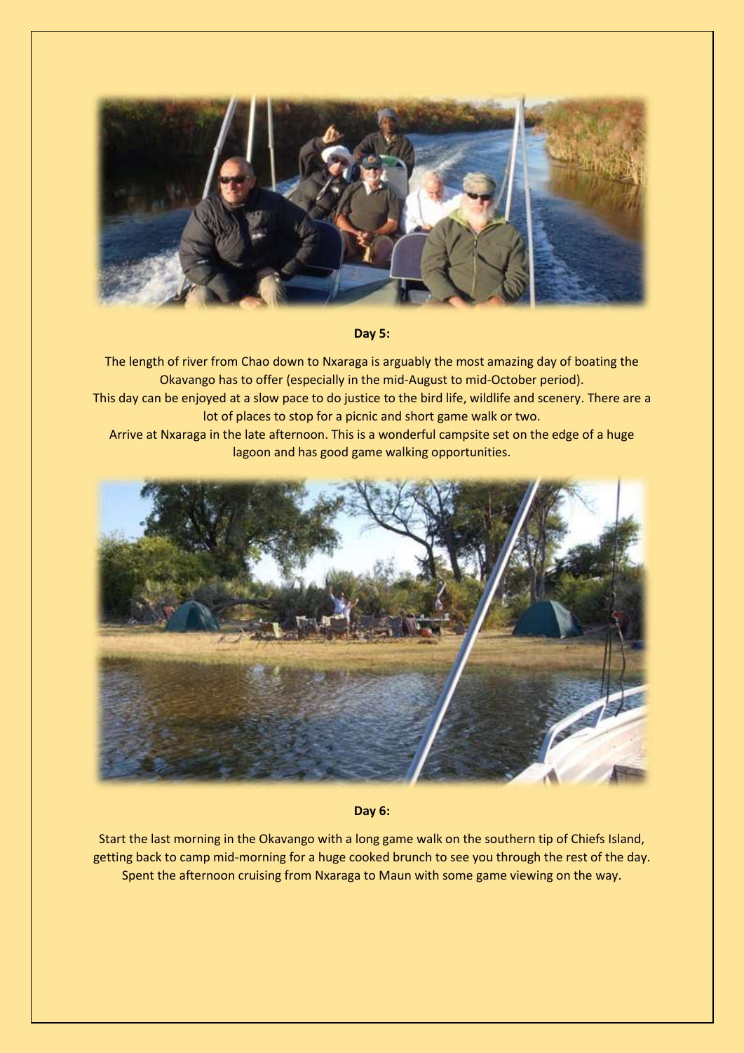**Day 5:**

The length of river from Chao down to Nxaraga is arguably the most amazing day of boating the Okavango has to offer (especially in the mid-August to mid-October period).
This day can be enjoyed at a slow pace to do justice to the bird life, wildlife and scenery. There are a lot of places to stop for a picnic and short game walk or two.
Arrive at Nxaraga in the late afternoon. This is a wonderful campsite set on the edge of a huge lagoon and has good game walking opportunities.

**Day 6:**

Start the last morning in the Okavango with a long game walk on the southern tip of Chiefs Island, getting back to camp mid-morning for a huge cooked brunch to see you through the rest of the day. Spent the afternoon cruising from Nxaraga to Maun with some game viewing on the way.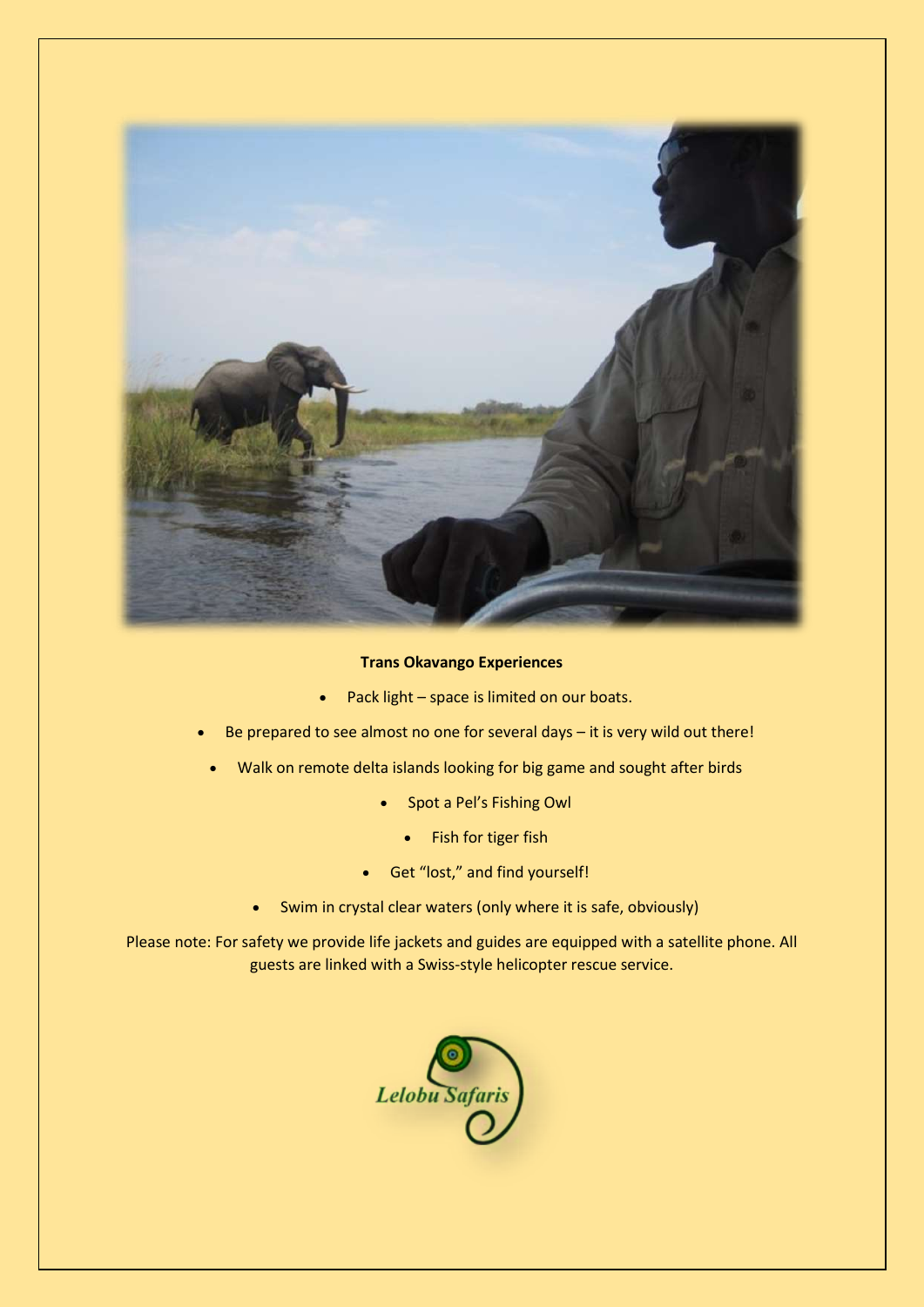**Trans Okavango Experiences**

- Pack light – space is limited on our boats.
- Be prepared to see almost no one for several days – it is very wild out there!
- Walk on remote delta islands looking for big game and sought after birds
- Spot a Pel's Fishing Owl
- Fish for tiger fish
- Get "lost," and find yourself!
- Swim in crystal clear waters (only where it is safe, obviously)

Please note: For safety we provide life jackets and guides are equipped with a satellite phone. All guests are linked with a Swiss-style helicopter rescue service.

Lelobu Safaris